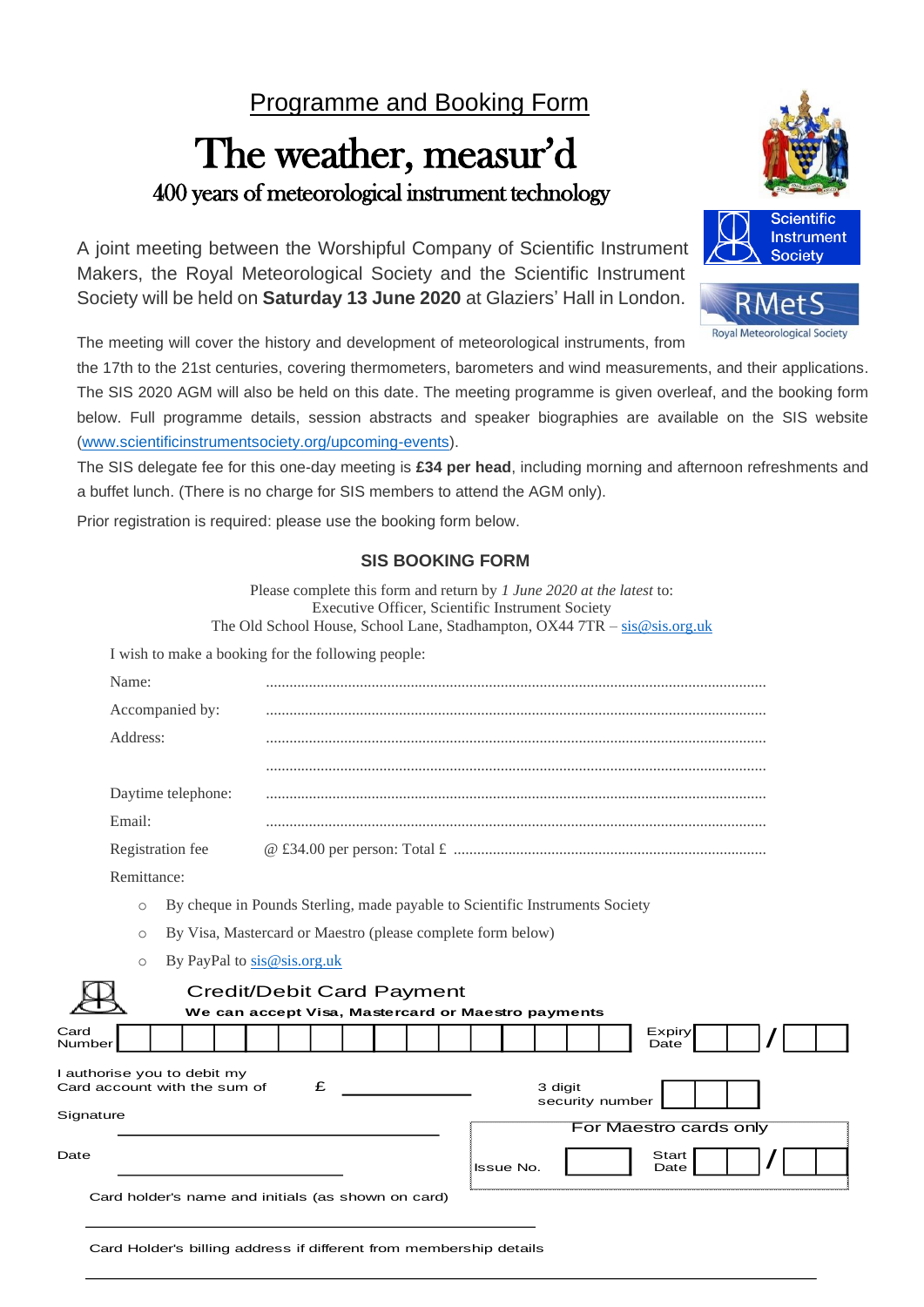## Programme and Booking Form

# The weather, measur'd

### 400 years of meteorological instrument technology

Scientific Instrument Society

RMetS Royal Meteorological Society

A joint meeting between the Worshipful Company of Scientific Instrument Makers, the Royal Meteorological Society and the Scientific Instrument Society will be held on **Saturday 13 June 2020** at Glaziers' Hall in London.

The meeting will cover the history and development of meteorological instruments, from the 17th to the 21st centuries, covering thermometers, barometers and wind measurements, and their applications. The SIS 2020 AGM will also be held on this date. The meeting programme is given overleaf, and the booking form below. Full programme details, session abstracts and speaker biographies are available on the SIS website (www.scientificinstrumentsociety.org/upcoming-events).

The SIS delegate fee for this one-day meeting is **£34 per head**, including morning and afternoon refreshments and a buffet lunch. (There is no charge for SIS members to attend the AGM only).

Prior registration is required: please use the booking form below.

### SIS BOOKING FORM

Please complete this form and return by *1 June 2020 at the latest* to:
Executive Officer, Scientific Instrument Society
The Old School House, School Lane, Stadhampton, OX44 7TR – sis@sis.org.uk

I wish to make a booking for the following people:

Name: ........................................................................................................................

Accompanied by: ........................................................................................................................

Address: ........................................................................................................................

........................................................................................................................

Daytime telephone: ........................................................................................................................

Email: ........................................................................................................................

Registration fee @ £34.00 per person: Total £ ........................................................................................

Remittance:

- By cheque in Pounds Sterling, made payable to Scientific Instruments Society
- By Visa, Mastercard or Maestro (please complete form below)
- By PayPal to sis@sis.org.uk

### Credit/Debit Card Payment

**We can accept Visa, Mastercard or Maestro payments**

Card Number [ ] Expiry Date [ ] / [ ]

I authorise you to debit my Card account with the sum of £ ____________ 3 digit security number [ ]

Signature ____________________

Date ____________________

For Maestro cards only: Issue No. [ ] Start Date [ ] / [ ]

Card holder's name and initials (as shown on card)

____________________________________________

Card Holder's billing address if different from membership details

____________________________________________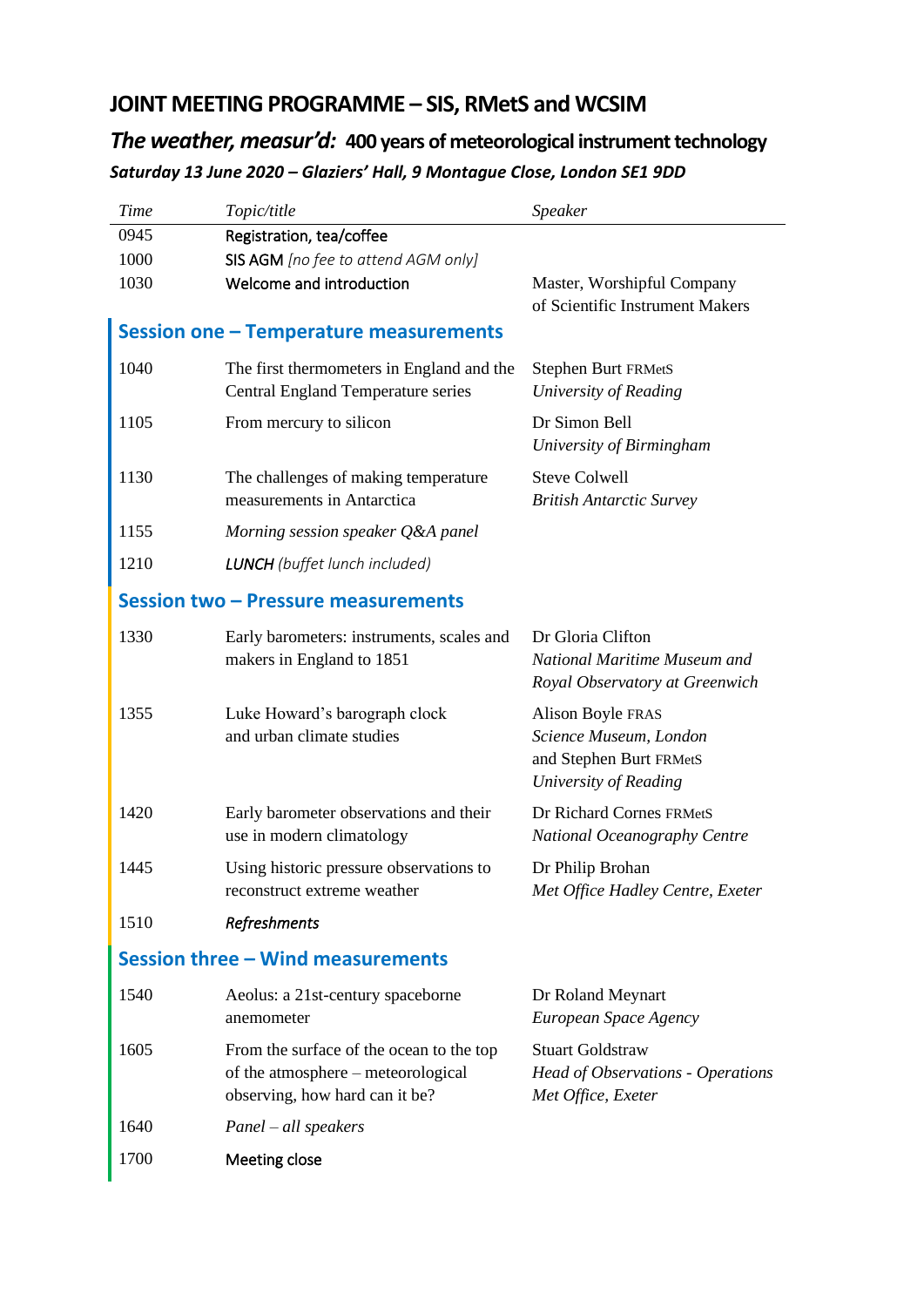# JOINT MEETING PROGRAMME – SIS, RMetS and WCSIM

## *The weather, measur'd:* 400 years of meteorological instrument technology

***Saturday 13 June 2020 – Glaziers' Hall, 9 Montague Close, London SE1 9DD***

| *Time* | *Topic/title* | *Speaker* |
|---|---|---|
| 0945 | Registration, tea/coffee | |
| 1000 | SIS AGM *[no fee to attend AGM only]* | |
| 1030 | Welcome and introduction | Master, Worshipful Company of Scientific Instrument Makers |
| | **Session one – Temperature measurements** | |
| 1040 | The first thermometers in England and the Central England Temperature series | Stephen Burt FRMetS *University of Reading* |
| 1105 | From mercury to silicon | Dr Simon Bell *University of Birmingham* |
| 1130 | The challenges of making temperature measurements in Antarctica | Steve Colwell *British Antarctic Survey* |
| 1155 | *Morning session speaker Q&A panel* | |
| 1210 | ***LUNCH*** *(buffet lunch included)* | |
| | **Session two – Pressure measurements** | |
| 1330 | Early barometers: instruments, scales and makers in England to 1851 | Dr Gloria Clifton *National Maritime Museum and Royal Observatory at Greenwich* |
| 1355 | Luke Howard's barograph clock and urban climate studies | Alison Boyle FRAS *Science Museum, London* and Stephen Burt FRMetS *University of Reading* |
| 1420 | Early barometer observations and their use in modern climatology | Dr Richard Cornes FRMetS *National Oceanography Centre* |
| 1445 | Using historic pressure observations to reconstruct extreme weather | Dr Philip Brohan *Met Office Hadley Centre, Exeter* |
| 1510 | *Refreshments* | |
| | **Session three – Wind measurements** | |
| 1540 | Aeolus: a 21st-century spaceborne anemometer | Dr Roland Meynart *European Space Agency* |
| 1605 | From the surface of the ocean to the top of the atmosphere – meteorological observing, how hard can it be? | Stuart Goldstraw *Head of Observations - Operations Met Office, Exeter* |
| 1640 | *Panel – all speakers* | |
| 1700 | Meeting close | |